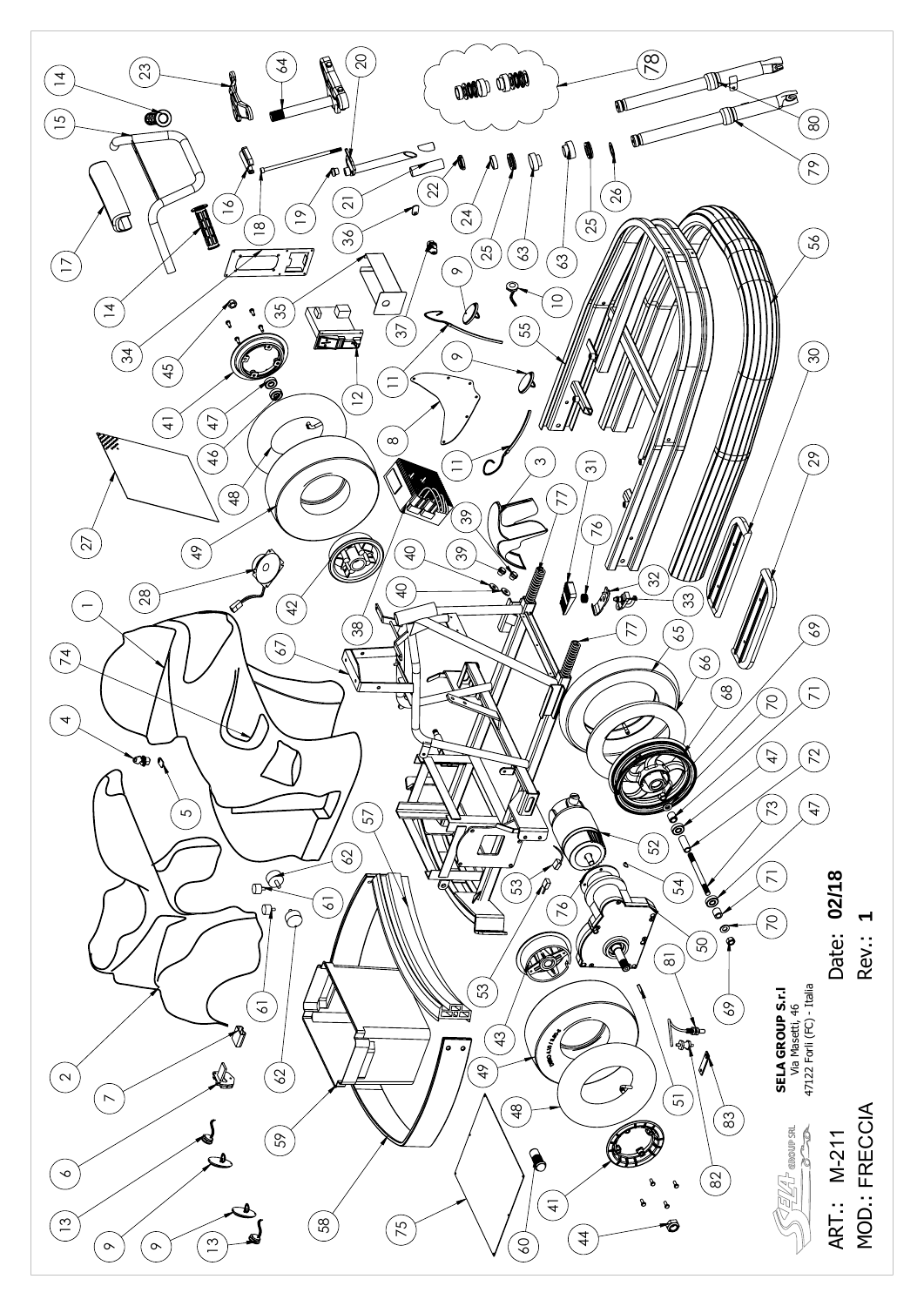SELA GROUP S.r.l
Via Masetti, 46
47122 Forlì (FC) - Italia

ART.: M-211
MOD.: FRECCIA

Date: **02/18**
Rev.: **1**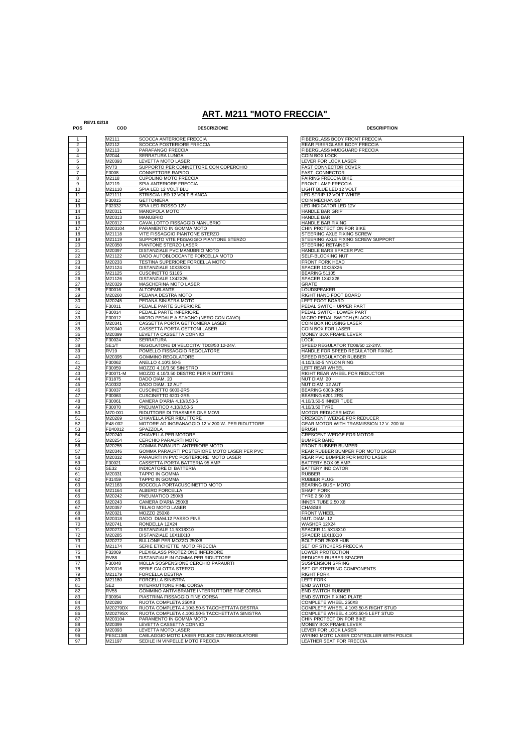# ART. M211 "MOTO FRECCIA"

REV1 02/18

| POS | COD | DESCRIZIONE | DESCRIPTION |
|---|---|---|---|
| 1 | M2111 | SCOCCA ANTERIORE FRECCIA | FIBERGLASS BODY FRONT FRECCIA |
| 2 | M2112 | SCOCCA POSTERIORE FRECCIA | REAR FIBERGLASS BODY FRECCIA |
| 3 | M2113 | PARAFANGO FRECCIA | FIBERGLASS MUDGUARD FRECCIA |
| 4 | M2044 | SERRATURA LUNGA | COIN BOX LOCK |
| 5 | M20393 | LEVETTA MOTO LASER | LEVER FOR LOCK LASER |
| 6 | RV73 | SUPPORTO PER CONNETTORE CON COPERCHIO | FAST CONNECTOR COVER |
| 7 | F3008 | CONNETTORE RAPIDO | FAST CONNECTOR |
| 8 | M2118 | CUPOLINO MOTO FRECCIA | FAIRING FRECCIA BIKE |
| 9 | M2119 | SPIA ANTERIORE FRECCIA | FRONT LAMP FRECCIA |
| 10 | M21110 | SPIA LED 12 VOLT BLU | LIGHT BLUE LED 12 VOLT |
| 11 | M21111 | STRISCIA LED 12 VOLT BIANCA | LED STRIP 12 VOLT WHITE |
| 12 | F30015 | GETTONIERA | COIN MECHANISM |
| 13 | F32332 | SPIA LED ROSSO 12V | LED INDICATOR LED 12V |
| 14 | M20311 | MANOPOLA MOTO | HANDLE BAR GRIP |
| 15 | M20313 | MANUBRIO | HANDLE BAR |
| 16 | M20312 | CAVALLOTTO FISSAGGIO MANUBRIO | HANDLE BAR FIXING |
| 17 | M203104 | PARAMENTO IN GOMMA MOTO | CHIN PROTECTION FOR BIKE |
| 18 | M21118 | VITE FISSAGGIO PIANTONE STERZO | STEERING AXLE FIXING SCREW |
| 19 | M21119 | SUPPORTO VITE FISSAGGIO PIANTONE STERZO | STEERING AXLE FIXING SCREW SUPPORT |
| 20 | M20350 | PIANTONE STERZO LASER | STEERING RETAINER |
| 21 | M20397 | DISTANZIALE PVC MANUBRIO MOTO | HANDLE BARS SPACER PVC |
| 22 | M21122 | DADO AUTOBLOCCANTE FORCELLA MOTO | SELF-BLOCKING NUT |
| 23 | M20233 | TESTINA SUPERIORE FORCELLA MOTO | FRONT FORK HEAD |
| 24 | M21124 | DISTANZIALE 10X35X26 | SPACER 10X35X26 |
| 25 | M21125 | CUSCINETTO 51105 | BEARING 51105 |
| 26 | M21126 | DISTANZIALE 1X42X26 | SPACER 1X42X26 |
| 27 | M20329 | MASCHERINA MOTO LASER | GRATE |
| 28 | F30016 | ALTOPARLANTE | LOUDSPEAKER |
| 29 | M20260 | PEDANA DESTRA MOTO | RIGHT HAND FOOT BOARD |
| 30 | M20245 | PEDANA SINISTRA MOTO | LEFT FOOT BOARD |
| 31 | F30011 | PEDALE PARTE SUPERIORE | PEDAL SWITCH UPPER PART |
| 32 | F30014 | PEDALE PARTE INFERIORE | PEDAL SWITCH LOWER PART |
| 33 | F30012 | MICRO PEDALE A STAGNO (NERO CON CAVO) | MICRO PEDAL SWITCH (BLACK) |
| 34 | M20341 | CASSETTA PORTA GETTONIERA LASER | COIN BOX HOUSING LASER |
| 35 | M20340 | CASSETTA PORTA GETTONI LASER | COIN BOX FOR LASER |
| 36 | M20399 | LEVETTA CASSETTA CORNICI | MONEY BOX FRAME LEVER |
| 37 | F30024 | SERRATURA | LOCK |
| 38 | SE1/T | REGOLATORE DI VELOCITA' TD08/50 12-24V. | SPEED REGULATOR TD08/50 12-24V. |
| 39 | RV19 | POMELLO FISSAGGIO REGOLATORE | HANDLE FOR SPEED REGULATOR FIXING |
| 40 | M20395 | GOMMINO REGOLATORE | SPEED REGULATOR RUBBER |
| 41 | F30062 | ANELLO 4.10/3.50-5 | 4.10/3.50-5 NYLON RING |
| 42 | F30059 | MOZZO 4.10/3.50 SINISTRO | LEFT REAR WHEEL |
| 43 | F30071-M | MOZZO 4.10/3.50 DESTRO PER RIDUTTORE | RIGHT REAR WHEEL FOR REDUCTOR |
| 44 | F31875 | DADO DIAM. 20 | NUT DIAM. 20 |
| 45 | A10332 | DADO DIAM. 12 AUT | NUT DIAM. 12 AUT |
| 46 | F30037 | CUSCINETTO 6003-2RS | BEARING 6003-2RS |
| 47 | F30063 | CUSCINETTO 6201-2RS | BEARING 6201 2RS |
| 48 | F30061 | CAMERA D'ARIA 4.10/3.50-5 | 4.10/3.50-5 INNER TUBE |
| 49 | F30070 | PNEUMATICO 4.10/3.50-5 | 4.10/3.50 TYRE |
| 50 | M70-001 | RIDUTTORE DI TRASMISSIONE MOVI | MOTOR REDUCER MOVI |
| 51 | M20269 | CHIAVELLA PER RIDUTTORE | CRESCENT WEDGE FOR REDUCER |
| 52 | E48-002 | MOTORE AD INGRANAGGIO 12 V.200 W..PER RIDUTTORE | GEAR MOTOR WITH TRASMISSION 12 V. 200 W |
| 53 | FB40012 | SPAZZOLA | BRUSH |
| 54 | M20240 | CHIAVELLA PER MOTORE | CRESCENT WEDGE FOR MOTOR |
| 55 | M20254 | CERCHIO PARAURTI MOTO | BUMPER BAND |
| 56 | M20255 | GOMMA PARAURTI ANTERIORE MOTO | FRONT RUBBER BUMPER |
| 57 | M20346 | GOMMA PARAURTI POSTERIORE MOTO LASER PER PVC | REAR RUBBER BUMPER FOR MOTO LASER |
| 58 | M20332 | PARAURTI IN PVC POSTERIORE MOTO LASER | REAR PVC BUMPER FOR MOTO LASER |
| 59 | F30021 | CASSETTA PORTA BATTERIA 95 AMP | BATTERY BOX 95 AMP. |
| 60 | SE32 | INDICATORE DI BATTERIA | BATTERY INDICATOR |
| 61 | M20331 | TAPPO IN GOMMA | RUBBER |
| 62 | F31459 | TAPPO IN GOMMA | RUBBER PLUG |
| 63 | M21163 | BOCCOLA PORTACUSCINETTO MOTO | BEARING BUSH MOTO |
| 64 | M21164 | ALBERO FORCELLA | SHAFT FORK |
| 65 | M20242 | PNEUMATICO 250X8 | TYRE 2.50 X8 |
| 66 | M20243 | CAMERA D'ARIA 250X8 | INNER TUBE 2.50 X8 |
| 67 | M20357 | TELAIO MOTO LASER | CHASSIS |
| 68 | M20321 | MOZZO 250X8 | FRONT WHEEL |
| 69 | M20318 | DADO DIAM.12 PASSO FINE | NUT. DIAM. 12 |
| 70 | M20741 | RONDELLA 12X24 | WASHER 12X24 |
| 71 | M20273 | DISTANZIALE 11,5X18X10 | SPACER 11,5X18X10 |
| 72 | M20285 | DISTANZIALE 16X18X10 | SPACER 16X18X10 |
| 73 | M20272 | BULLONE PER MOZZO 250X8 | BOLT FOR 250X8 HUB |
| 74 | M21174 | SERIE ETICHETTE MOTO FRECCIA | SET OF STICKERS FRECCIA |
| 75 | F32069 | PLEXIGLASS PROTEZIONE INFERIORE | LOWER PROTECTION |
| 76 | RV88 | DISTANZIALE IN GOMMA PER RIDUTTORE | REDUCER RUBBER SPACER |
| 77 | F30048 | MOLLA SOSPENSIONE CERCHIO PARAURTI | SUSPENSION SPRING |
| 78 | M20316 | SERIE CALOTTA STERZO | SET OF STEERING COMPONENTS |
| 79 | M21179 | FORCELLA DESTRA | RIGHT FORK |
| 80 | M21180 | FORCELLA SINISTRA | LEFT FORK |
| 81 | SE2 | INTERRUTTORE FINE CORSA | END SWITCH |
| 82 | RV55 | GOMMINO ANTIVIBRANTE INTERRUTTORE FINE CORSA | END SWITCH RUBBER |
| 83 | F30094 | PIASTRINA FISSAGGIO FINE CORSA | END SWITCH FIXING PLATE |
| 84 | M20280 | RUOTA COMPLETA 250X8 | COMPLETE WHEEL 250X8 |
| 85 | M20279DX | RUOTA COMPLETA 4.10/3.50-5 TACCHETTATA DESTRA | COMPLETE WHEEL 4.10/3.50-5 RIGHT STUD |
| 86 | M20279SX | RUOTA COMPLETA 4.10/3.50-5 TACCHETTATA SINISTRA | COMPLETE WHEEL 4.10/3.50-5 LEFT STUD |
| 87 | M203104 | PARAMENTO IN GOMMA MOTO | CHIN PROTECTION FOR BIKE |
| 88 | M20399 | LEVETTA CASSETTA CORNICI | MONEY BOX FRAME LEVER |
| 89 | M20393 | LEVETTA MOTO LASER | LEVER FOR LOCK LASER |
| 96 | PESC13/B | CABLAGGIO MOTO LASER POLICE CON REGOLATORE | WIRING MOTO LASER CONTROLLER WITH POLICE |
| 97 | M21197 | SEDILE IN VINPELLE MOTO FRECCIA | LEATHER SEAT FOR FRECCIA |